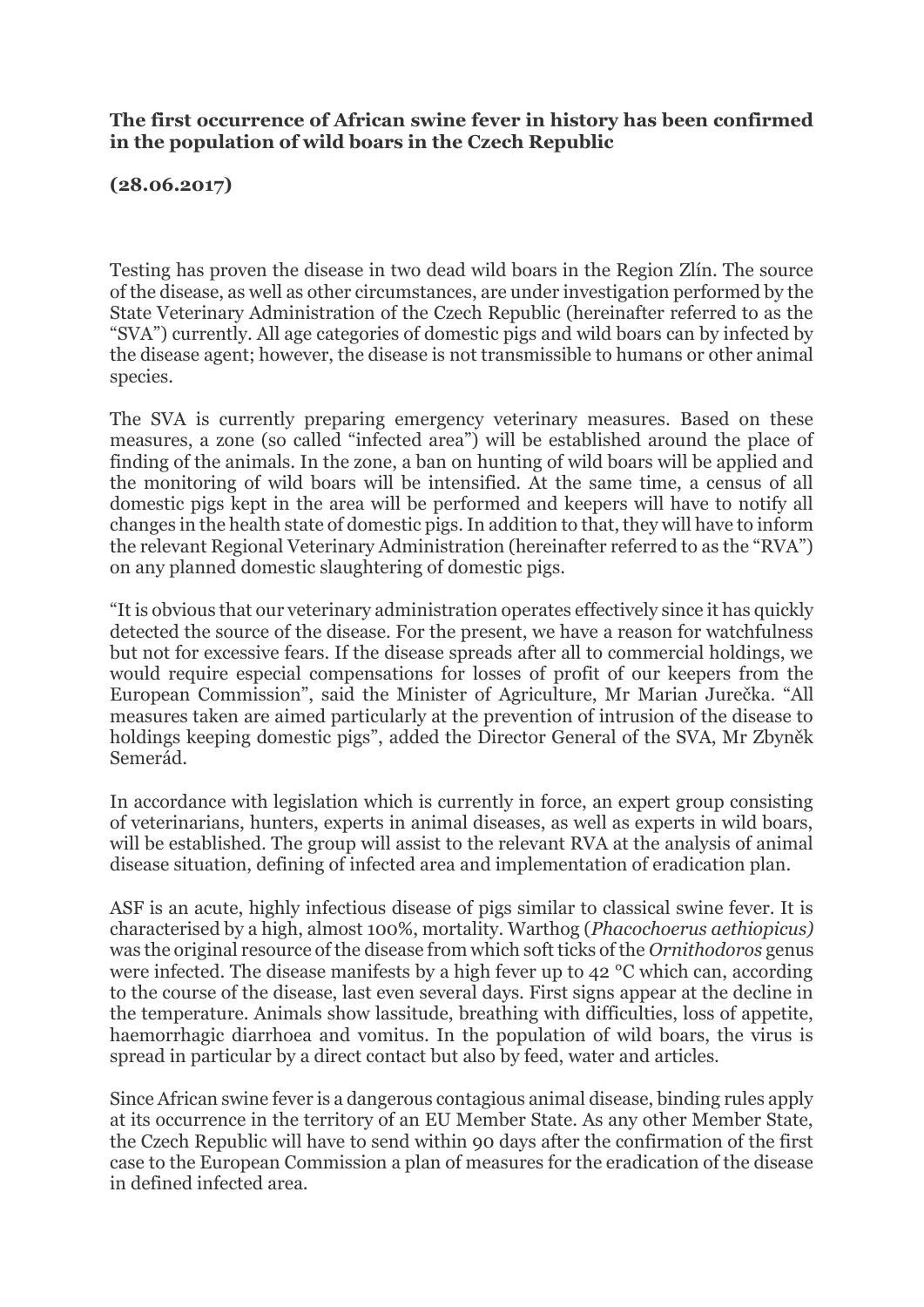**The first occurrence of African swine fever in history has been confirmed in the population of wild boars in the Czech Republic**

**(28.06.2017)**

Testing has proven the disease in two dead wild boars in the Region Zlín. The source of the disease, as well as other circumstances, are under investigation performed by the State Veterinary Administration of the Czech Republic (hereinafter referred to as the "SVA") currently. All age categories of domestic pigs and wild boars can by infected by the disease agent; however, the disease is not transmissible to humans or other animal species.

The SVA is currently preparing emergency veterinary measures. Based on these measures, a zone (so called "infected area") will be established around the place of finding of the animals. In the zone, a ban on hunting of wild boars will be applied and the monitoring of wild boars will be intensified. At the same time, a census of all domestic pigs kept in the area will be performed and keepers will have to notify all changes in the health state of domestic pigs. In addition to that, they will have to inform the relevant Regional Veterinary Administration (hereinafter referred to as the "RVA") on any planned domestic slaughtering of domestic pigs.

"It is obvious that our veterinary administration operates effectively since it has quickly detected the source of the disease. For the present, we have a reason for watchfulness but not for excessive fears. If the disease spreads after all to commercial holdings, we would require especial compensations for losses of profit of our keepers from the European Commission", said the Minister of Agriculture, Mr Marian Jurečka. "All measures taken are aimed particularly at the prevention of intrusion of the disease to holdings keeping domestic pigs", added the Director General of the SVA, Mr Zbyněk Semerád.

In accordance with legislation which is currently in force, an expert group consisting of veterinarians, hunters, experts in animal diseases, as well as experts in wild boars, will be established. The group will assist to the relevant RVA at the analysis of animal disease situation, defining of infected area and implementation of eradication plan.

ASF is an acute, highly infectious disease of pigs similar to classical swine fever. It is characterised by a high, almost 100%, mortality. Warthog (*Phacochoerus aethiopicus)* was the original resource of the disease from which soft ticks of the *Ornithodoros* genus were infected. The disease manifests by a high fever up to 42 °C which can, according to the course of the disease, last even several days. First signs appear at the decline in the temperature. Animals show lassitude, breathing with difficulties, loss of appetite, haemorrhagic diarrhoea and vomitus. In the population of wild boars, the virus is spread in particular by a direct contact but also by feed, water and articles.

Since African swine fever is a dangerous contagious animal disease, binding rules apply at its occurrence in the territory of an EU Member State. As any other Member State, the Czech Republic will have to send within 90 days after the confirmation of the first case to the European Commission a plan of measures for the eradication of the disease in defined infected area.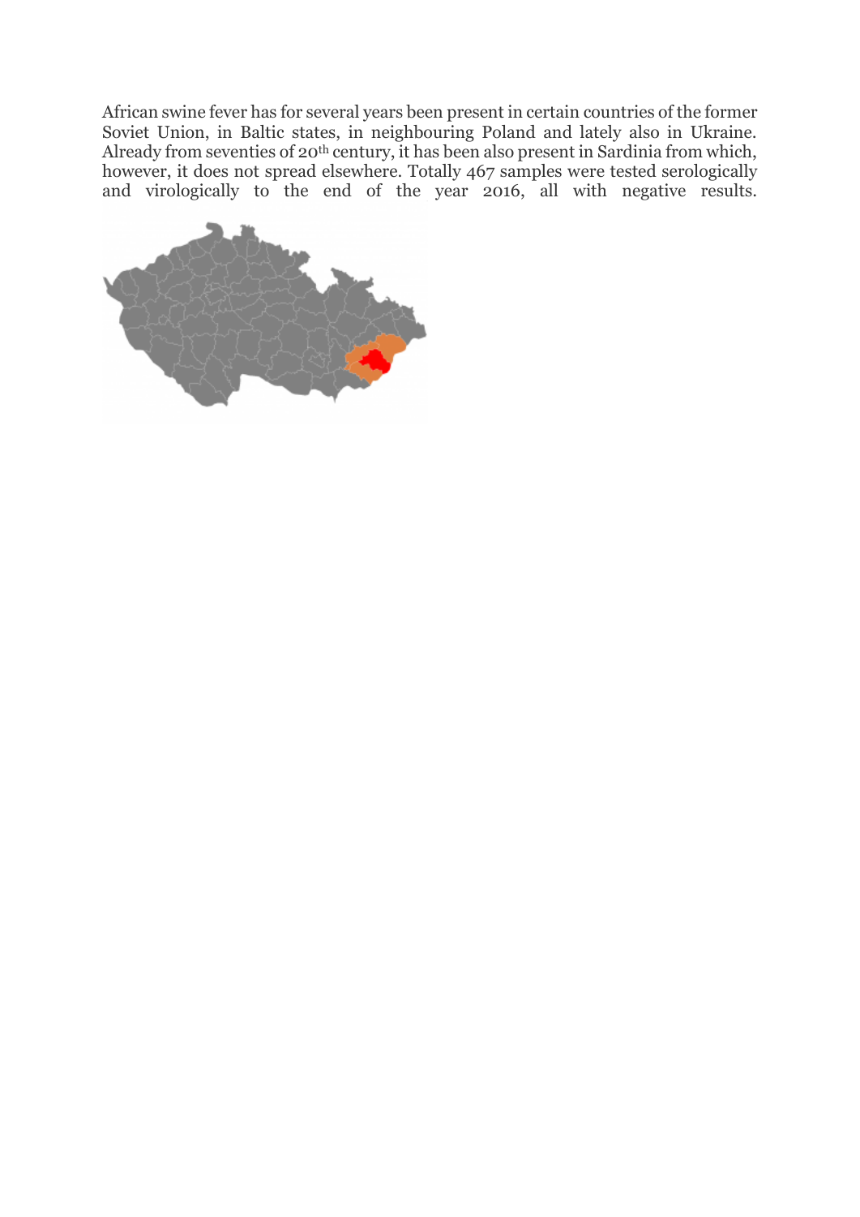African swine fever has for several years been present in certain countries of the former Soviet Union, in Baltic states, in neighbouring Poland and lately also in Ukraine. Already from seventies of 20th century, it has been also present in Sardinia from which, however, it does not spread elsewhere. Totally 467 samples were tested serologically and virologically to the end of the year 2016, all with negative results.